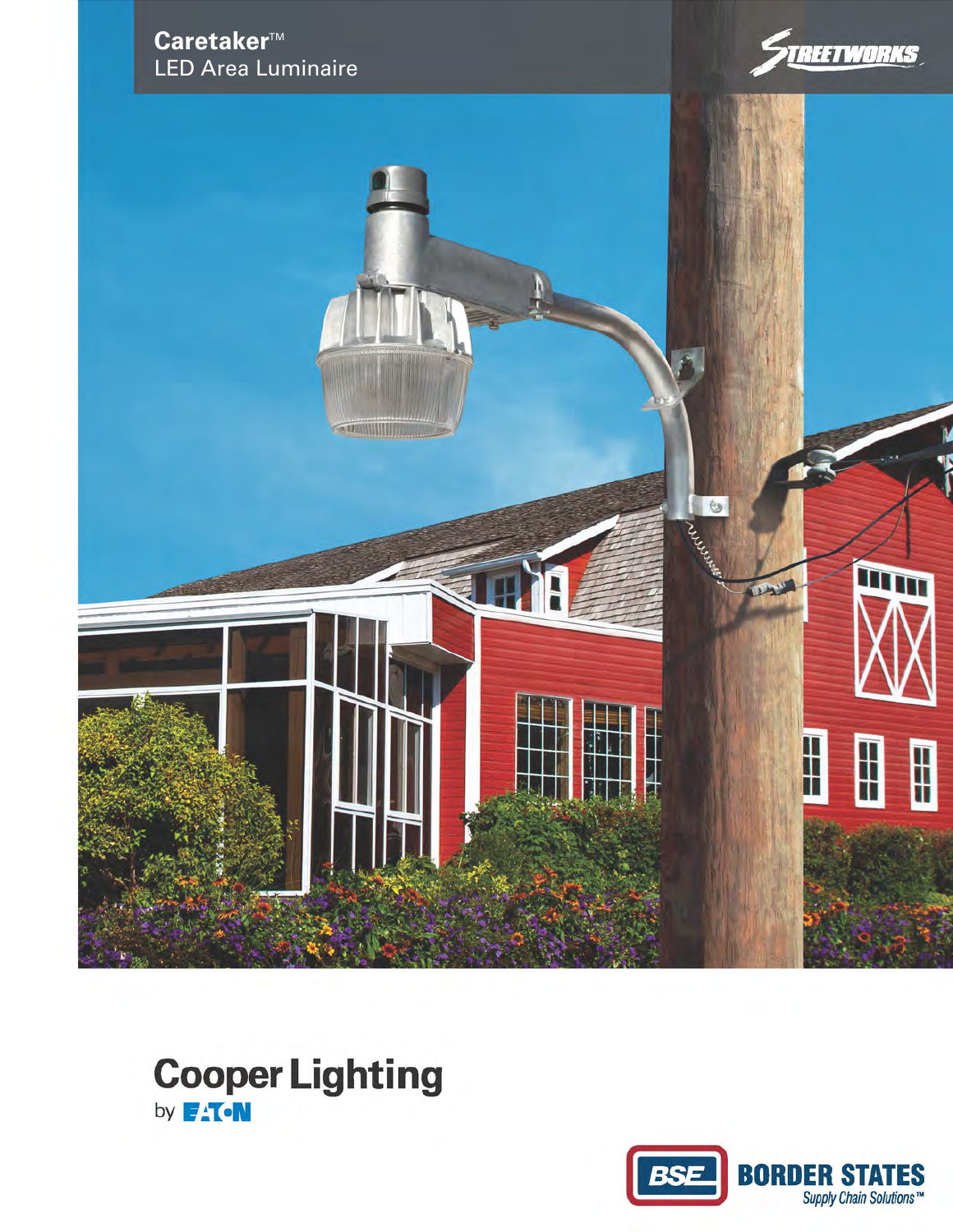# Caretaker™

LED Area Luminaire

Streetworks

Cooper Lighting

by EATON

BORDER STATES

Supply Chain Solutions™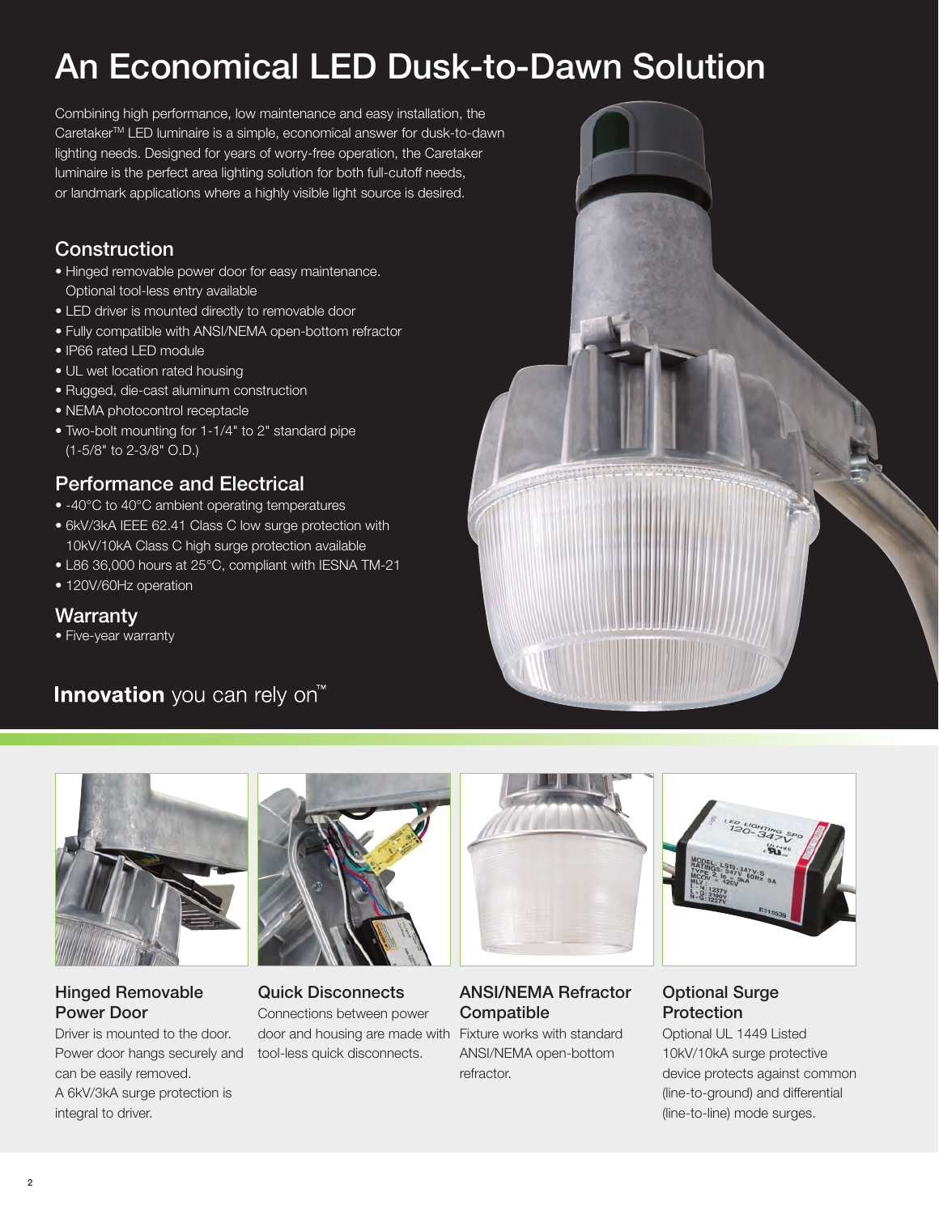# An Economical LED Dusk-to-Dawn Solution

Combining high performance, low maintenance and easy installation, the Caretaker™ LED luminaire is a simple, economical answer for dusk-to-dawn lighting needs. Designed for years of worry-free operation, the Caretaker luminaire is the perfect area lighting solution for both full-cutoff needs, or landmark applications where a highly visible light source is desired.

## Construction

- Hinged removable power door for easy maintenance. Optional tool-less entry available
- LED driver is mounted directly to removable door
- Fully compatible with ANSI/NEMA open-bottom refractor
- IP66 rated LED module
- UL wet location rated housing
- Rugged, die-cast aluminum construction
- NEMA photocontrol receptacle
- Two-bolt mounting for 1-1/4" to 2" standard pipe (1-5/8" to 2-3/8" O.D.)

## Performance and Electrical

- -40°C to 40°C ambient operating temperatures
- 6kV/3kA IEEE 62.41 Class C low surge protection with 10kV/10kA Class C high surge protection available
- L86 36,000 hours at 25°C, compliant with IESNA TM-21
- 120V/60Hz operation

## Warranty

- Five-year warranty

**Innovation** you can rely on™

### Hinged Removable Power Door

Driver is mounted to the door. Power door hangs securely and can be easily removed. A 6kV/3kA surge protection is integral to driver.

### Quick Disconnects

Connections between power door and housing are made with tool-less quick disconnects.

### ANSI/NEMA Refractor Compatible

Fixture works with standard ANSI/NEMA open-bottom refractor.

### Optional Surge Protection

Optional UL 1449 Listed 10kV/10kA surge protective device protects against common (line-to-ground) and differential (line-to-line) mode surges.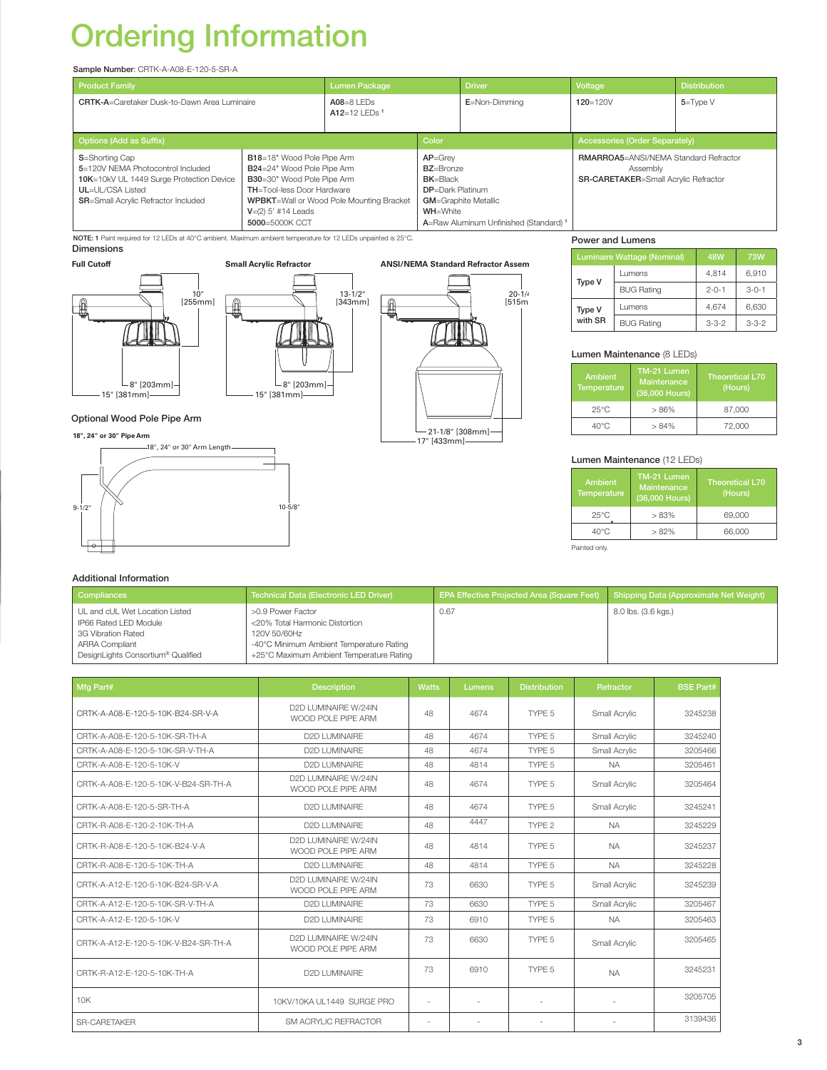# Ordering Information

**Sample Number**: CRTK-A-A08-E-120-5-SR-A

| Product Family | Lumen Package | Driver | Voltage | Distribution |
|---|---|---|---|---|
| **CRTK-A**=Caretaker Dusk-to-Dawn Area Luminaire | **A08**=8 LEDs<br>**A12**=12 LEDs [1] | **E**=Non-Dimming | **120**=120V | **5**=Type V |

| Options (Add as Suffix) | | Color | Accessories (Order Separately) |
|---|---|---|---|
| **S**=Shorting Cap<br>**5**=120V NEMA Photocontrol Included<br>**10K**=10kV UL 1449 Surge Protection Device<br>**UL**=UL/CSA Listed<br>**SR**=Small Acrylic Refractor Included | **B18**=18" Wood Pole Pipe Arm<br>**B24**=24" Wood Pole Pipe Arm<br>**B30**=30" Wood Pole Pipe Arm<br>**TH**=Tool-less Door Hardware<br>**WPBKT**=Wall or Wood Pole Mounting Bracket<br>**V**=(2) 5' #14 Leads<br>**5000**=5000K CCT | **AP**=Grey<br>**BZ**=Bronze<br>**BK**=Black<br>**DP**=Dark Platinum<br>**GM**=Graphite Metallic<br>**WH**=White<br>**A**=Raw Aluminum Unfinished (Standard) [1] | **RMARROA5**=ANSI/NEMA Standard Refractor Assembly<br>**SR-CARETAKER**=Small Acrylic Refractor |

**NOTE: 1** Paint required for 12 LEDs at 40°C ambient. Maximum ambient temperature for 12 LEDs unpainted is 25°C.

## Dimensions

**Full Cutoff**

10" [255mm]
8" [203mm]
15" [381mm]

**Small Acrylic Refractor**

13-1/2" [343mm]
8" [203mm]
15" [381mm]

**ANSI/NEMA Standard Refractor Assem**

20-1/4 [515m
21-1/8" [308mm]
17" [433mm]

### Optional Wood Pole Pipe Arm

**18", 24" or 30" Pipe Arm**

18", 24" or 30" Arm Length
9-1/2"
10-5/8"

## Power and Lumens

| Luminaire Wattage (Nominal) | | 48W | 73W |
|---|---|---|---|
| Type V | Lumens | 4,814 | 6,910 |
| | BUG Rating | 2-0-1 | 3-0-1 |
| Type V with SR | Lumens | 4,674 | 6,630 |
| | BUG Rating | 3-3-2 | 3-3-2 |

## Lumen Maintenance (8 LEDs)

| Ambient Temperature | TM-21 Lumen Maintenance (36,000 Hours) | Theoretical L70 (Hours) |
|---|---|---|
| 25°C | > 86% | 87,000 |
| 40°C | > 84% | 72,000 |

## Lumen Maintenance (12 LEDs)

| Ambient Temperature | TM-21 Lumen Maintenance (36,000 Hours) | Theoretical L70 (Hours) |
|---|---|---|
| 25°C | > 83% | 69,000 |
| 40°C | > 82% | 66,000 |

Painted only.

## Additional Information

| Compliances | Technical Data (Electronic LED Driver) | EPA Effective Projected Area (Square Feet) | Shipping Data (Approximate Net Weight) |
|---|---|---|---|
| UL and cUL Wet Location Listed<br>IP66 Rated LED Module<br>3G Vibration Rated<br>ARRA Compliant<br>DesignLights Consortium® Qualified | >0.9 Power Factor<br><20% Total Harmonic Distortion<br>120V 50/60Hz<br>-40°C Minimum Ambient Temperature Rating<br>+25°C Maximum Ambient Temperature Rating | 0.67 | 8.0 lbs. (3.6 kgs.) |

| Mfg Part# | Description | Watts | Lumens | Distribution | Refractor | BSE Part# |
|---|---|---|---|---|---|---|
| CRTK-A-A08-E-120-5-10K-B24-SR-V-A | D2D LUMINAIRE W/24IN WOOD POLE PIPE ARM | 48 | 4674 | TYPE 5 | Small Acrylic | 3245238 |
| CRTK-A-A08-E-120-5-10K-SR-TH-A | D2D LUMINAIRE | 48 | 4674 | TYPE 5 | Small Acrylic | 3245240 |
| CRTK-A-A08-E-120-5-10K-SR-V-TH-A | D2D LUMINAIRE | 48 | 4674 | TYPE 5 | Small Acrylic | 3205466 |
| CRTK-A-A08-E-120-5-10K-V | D2D LUMINAIRE | 48 | 4814 | TYPE 5 | NA | 3205461 |
| CRTK-A-A08-E-120-5-10K-V-B24-SR-TH-A | D2D LUMINAIRE W/24IN WOOD POLE PIPE ARM | 48 | 4674 | TYPE 5 | Small Acrylic | 3205464 |
| CRTK-A-A08-E-120-5-SR-TH-A | D2D LUMINAIRE | 48 | 4674 | TYPE 5 | Small Acrylic | 3245241 |
| CRTK-R-A08-E-120-2-10K-TH-A | D2D LUMINAIRE | 48 | 4447 | TYPE 2 | NA | 3245229 |
| CRTK-R-A08-E-120-5-10K-B24-V-A | D2D LUMINAIRE W/24IN WOOD POLE PIPE ARM | 48 | 4814 | TYPE 5 | NA | 3245237 |
| CRTK-R-A08-E-120-5-10K-TH-A | D2D LUMINAIRE | 48 | 4814 | TYPE 5 | NA | 3245228 |
| CRTK-A-A12-E-120-5-10K-B24-SR-V-A | D2D LUMINAIRE W/24IN WOOD POLE PIPE ARM | 73 | 6630 | TYPE 5 | Small Acrylic | 3245239 |
| CRTK-A-A12-E-120-5-10K-SR-V-TH-A | D2D LUMINAIRE | 73 | 6630 | TYPE 5 | Small Acrylic | 3205467 |
| CRTK-A-A12-E-120-5-10K-V | D2D LUMINAIRE | 73 | 6910 | TYPE 5 | NA | 3205463 |
| CRTK-A-A12-E-120-5-10K-V-B24-SR-TH-A | D2D LUMINAIRE W/24IN WOOD POLE PIPE ARM | 73 | 6630 | TYPE 5 | Small Acrylic | 3205465 |
| CRTK-R-A12-E-120-5-10K-TH-A | D2D LUMINAIRE | 73 | 6910 | TYPE 5 | NA | 3245231 |
| 10K | 10KV/10KA UL1449 SURGE PRO | - | - | - | - | 3205705 |
| SR-CARETAKER | SM ACRYLIC REFRACTOR | - | - | - | - | 3139436 |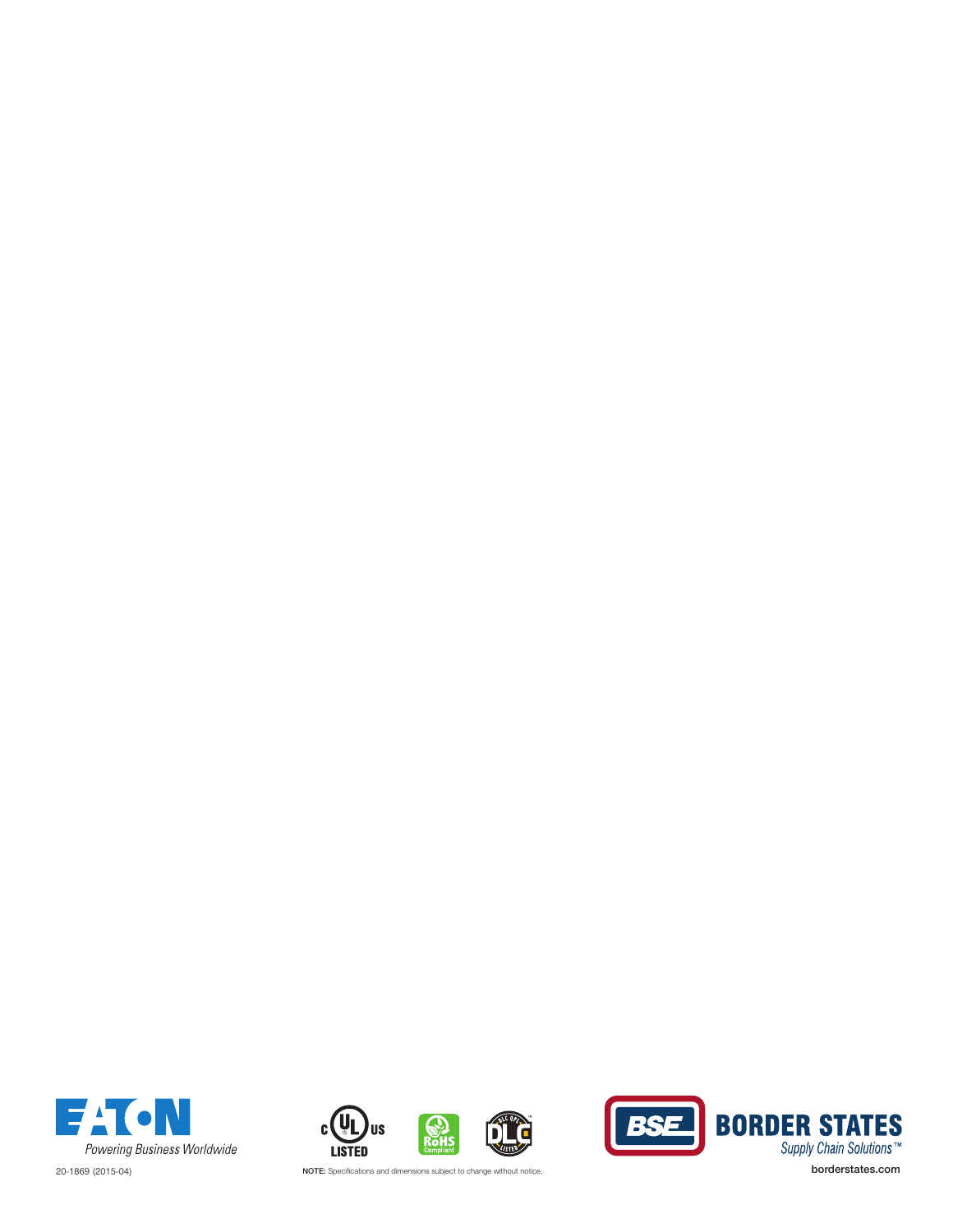Powering Business Worldwide

20-1869 (2015-04)

LISTED

RoHS Compliant

**NOTE:** Specifications and dimensions subject to change without notice.

BORDER STATES

Supply Chain Solutions™

borderstates.com